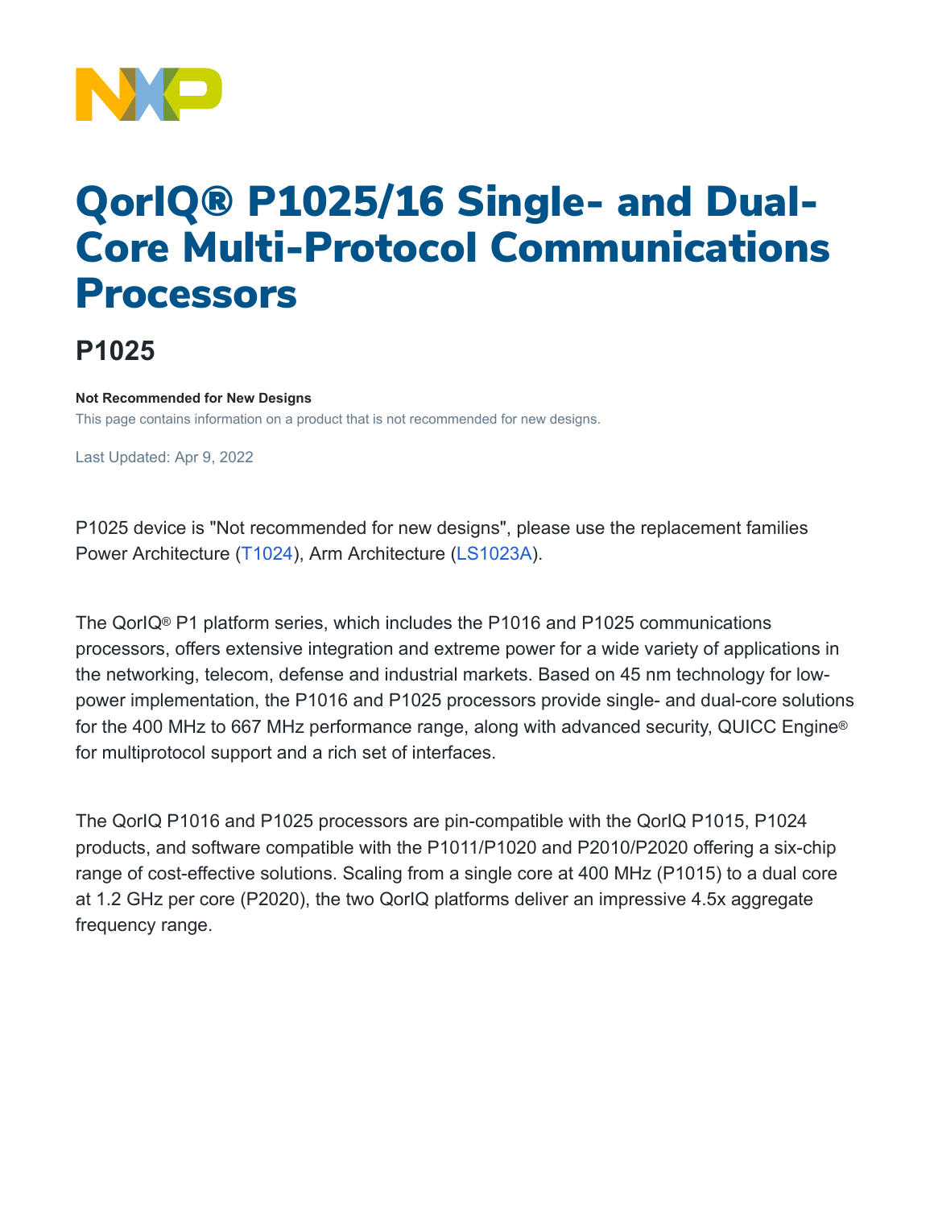# QorIQ® P1025/16 Single- and Dual-Core Multi-Protocol Communications Processors

## P1025

**Not Recommended for New Designs**

This page contains information on a product that is not recommended for new designs.

Last Updated: Apr 9, 2022

P1025 device is "Not recommended for new designs", please use the replacement families Power Architecture (T1024), Arm Architecture (LS1023A).

The QorIQ® P1 platform series, which includes the P1016 and P1025 communications processors, offers extensive integration and extreme power for a wide variety of applications in the networking, telecom, defense and industrial markets. Based on 45 nm technology for low-power implementation, the P1016 and P1025 processors provide single- and dual-core solutions for the 400 MHz to 667 MHz performance range, along with advanced security, QUICC Engine® for multiprotocol support and a rich set of interfaces.

The QorIQ P1016 and P1025 processors are pin-compatible with the QorIQ P1015, P1024 products, and software compatible with the P1011/P1020 and P2010/P2020 offering a six-chip range of cost-effective solutions. Scaling from a single core at 400 MHz (P1015) to a dual core at 1.2 GHz per core (P2020), the two QorIQ platforms deliver an impressive 4.5x aggregate frequency range.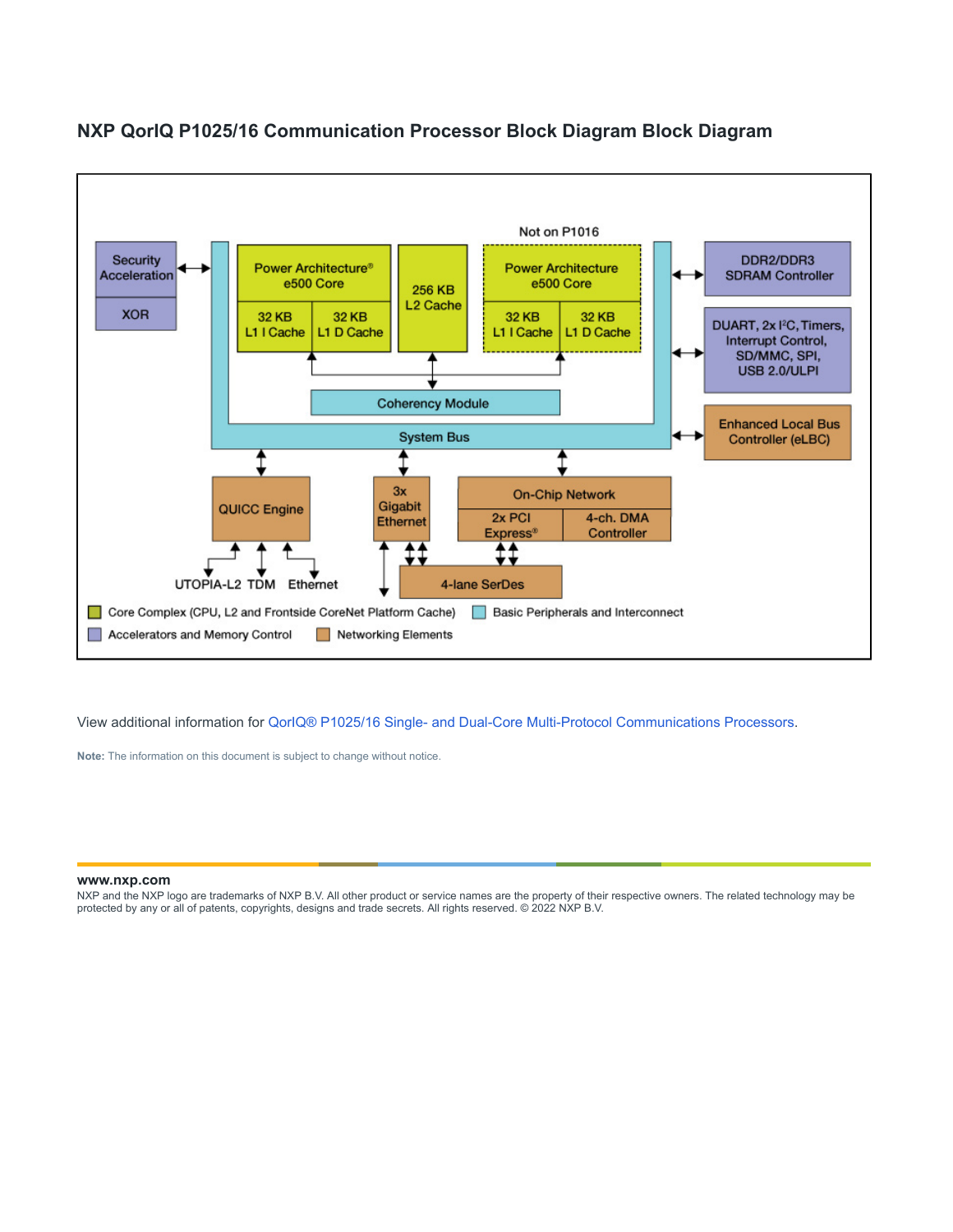## NXP QorIQ P1025/16 Communication Processor Block Diagram Block Diagram

Not on P1016

Security Acceleration

XOR

Power Architecture® e500 Core

32 KB L1 I Cache

32 KB L1 D Cache

256 KB L2 Cache

Power Architecture e500 Core

32 KB L1 I Cache

32 KB L1 D Cache

DDR2/DDR3 SDRAM Controller

DUART, 2x I²C, Timers, Interrupt Control, SD/MMC, SPI, USB 2.0/ULPI

Coherency Module

System Bus

Enhanced Local Bus Controller (eLBC)

QUICC Engine

3x Gigabit Ethernet

On-Chip Network

2x PCI Express®

4-ch. DMA Controller

UTOPIA-L2 TDM Ethernet

4-lane SerDes

Core Complex (CPU, L2 and Frontside CoreNet Platform Cache)

Basic Peripherals and Interconnect

Accelerators and Memory Control

Networking Elements

View additional information for QorIQ® P1025/16 Single- and Dual-Core Multi-Protocol Communications Processors.

**Note:** The information on this document is subject to change without notice.

**www.nxp.com**

NXP and the NXP logo are trademarks of NXP B.V. All other product or service names are the property of their respective owners. The related technology may be protected by any or all of patents, copyrights, designs and trade secrets. All rights reserved. © 2022 NXP B.V.